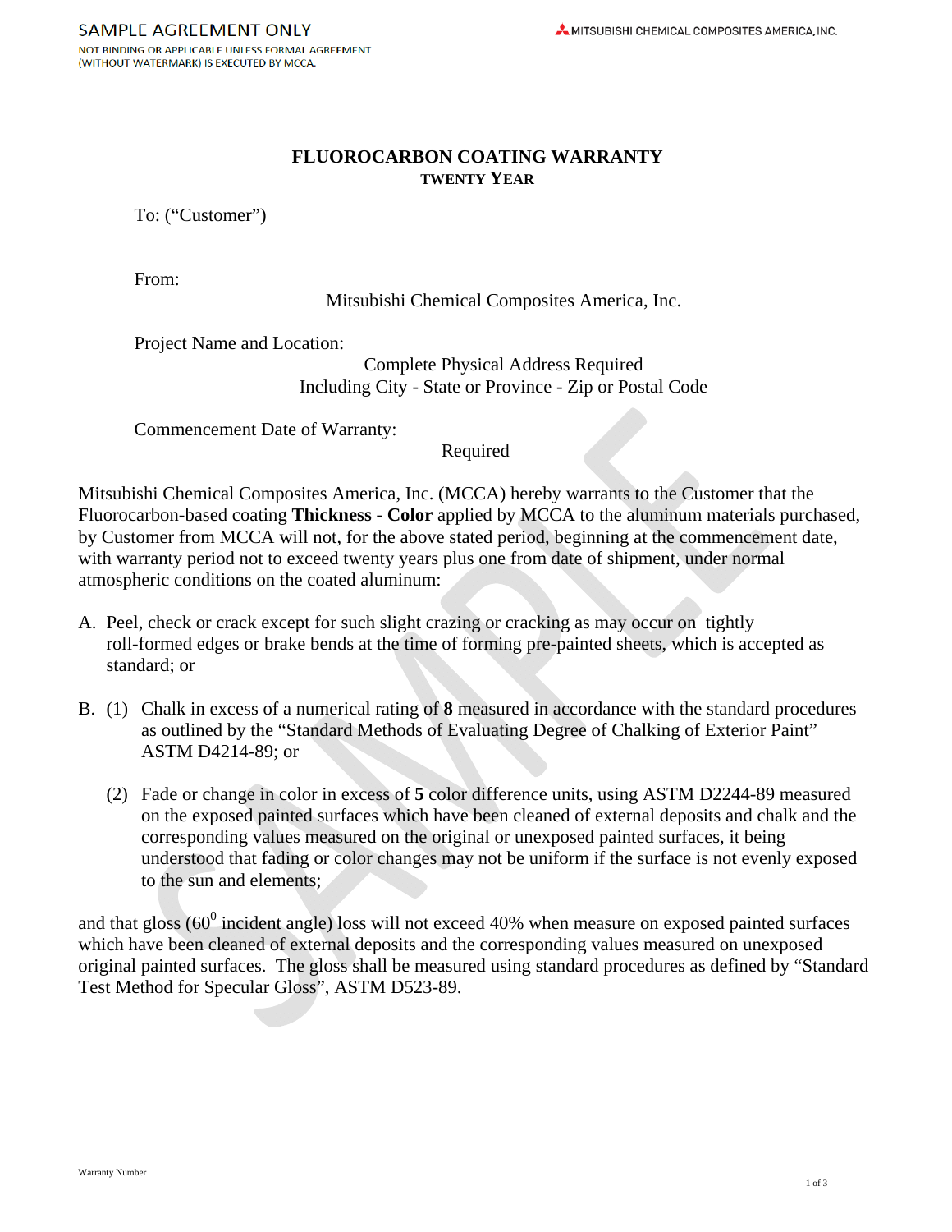SAMPLE AGREEMENT ONLY

NOT BINDING OR APPLICABLE UNLESS FORMAL AGREEMENT (WITHOUT WATERMARK) IS EXECUTED BY MCCA.

# FLUOROCARBON COATING WARRANTY

## TWENTY YEAR

To: (“Customer”)

From:

Mitsubishi Chemical Composites America, Inc.

Project Name and Location:

Complete Physical Address Required
Including City - State or Province - Zip or Postal Code

Commencement Date of Warranty:

Required

Mitsubishi Chemical Composites America, Inc. (MCCA) hereby warrants to the Customer that the Fluorocarbon-based coating **Thickness - Color** applied by MCCA to the aluminum materials purchased, by Customer from MCCA will not, for the above stated period, beginning at the commencement date, with warranty period not to exceed twenty years plus one from date of shipment, under normal atmospheric conditions on the coated aluminum:

A. Peel, check or crack except for such slight crazing or cracking as may occur on tightly roll-formed edges or brake bends at the time of forming pre-painted sheets, which is accepted as standard; or

B. (1) Chalk in excess of a numerical rating of **8** measured in accordance with the standard procedures as outlined by the “Standard Methods of Evaluating Degree of Chalking of Exterior Paint” ASTM D4214-89; or

   (2) Fade or change in color in excess of **5** color difference units, using ASTM D2244-89 measured on the exposed painted surfaces which have been cleaned of external deposits and chalk and the corresponding values measured on the original or unexposed painted surfaces, it being understood that fading or color changes may not be uniform if the surface is not evenly exposed to the sun and elements;

and that gloss ($60^0$ incident angle) loss will not exceed 40% when measure on exposed painted surfaces which have been cleaned of external deposits and the corresponding values measured on unexposed original painted surfaces. The gloss shall be measured using standard procedures as defined by “Standard Test Method for Specular Gloss”, ASTM D523-89.

Warranty Number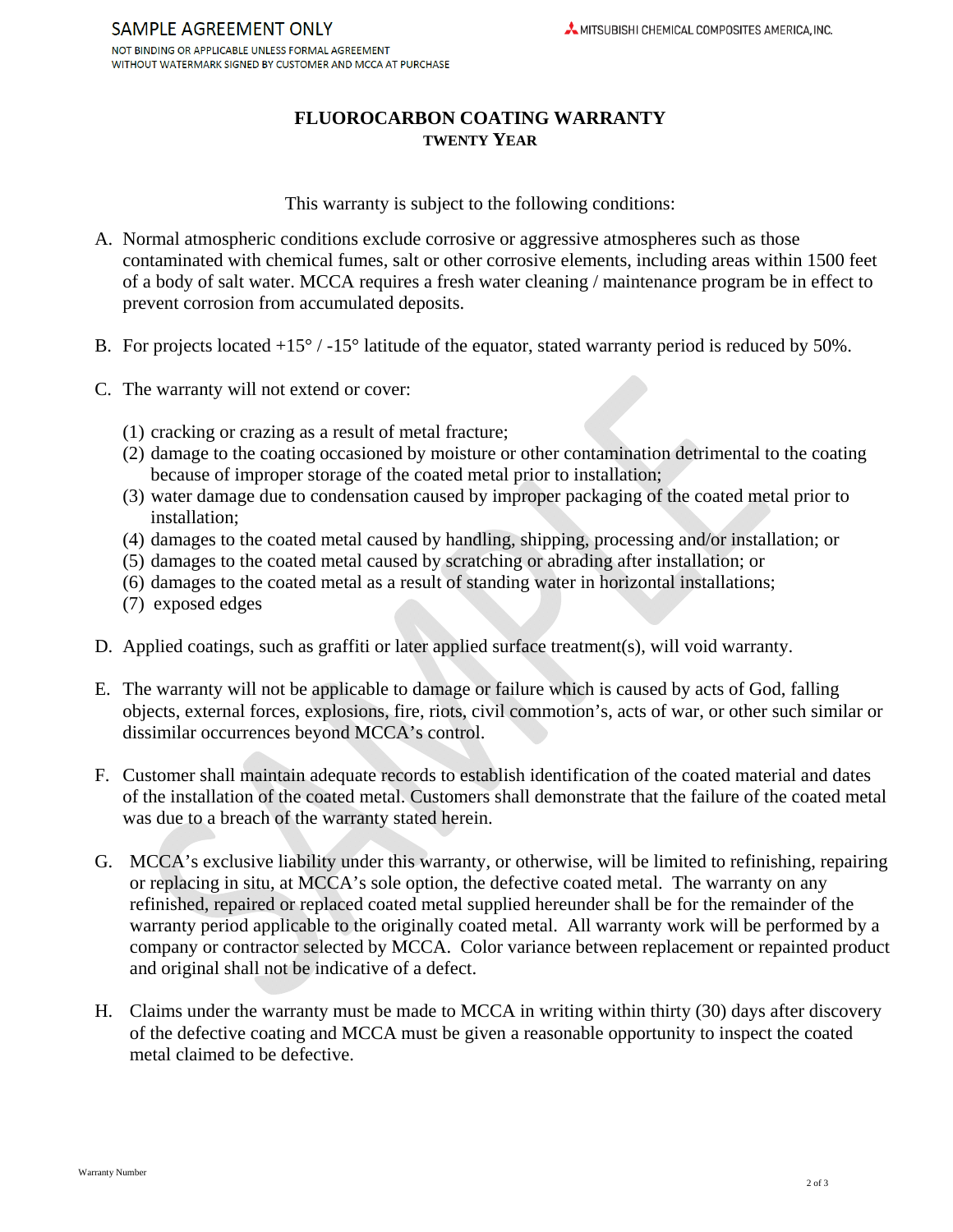# FLUOROCARBON COATING WARRANTY

## TWENTY YEAR

This warranty is subject to the following conditions:

A. Normal atmospheric conditions exclude corrosive or aggressive atmospheres such as those contaminated with chemical fumes, salt or other corrosive elements, including areas within 1500 feet of a body of salt water. MCCA requires a fresh water cleaning / maintenance program be in effect to prevent corrosion from accumulated deposits.

B. For projects located +15° / -15° latitude of the equator, stated warranty period is reduced by 50%.

C. The warranty will not extend or cover:

   (1) cracking or crazing as a result of metal fracture;
   (2) damage to the coating occasioned by moisture or other contamination detrimental to the coating because of improper storage of the coated metal prior to installation;
   (3) water damage due to condensation caused by improper packaging of the coated metal prior to installation;
   (4) damages to the coated metal caused by handling, shipping, processing and/or installation; or
   (5) damages to the coated metal caused by scratching or abrading after installation; or
   (6) damages to the coated metal as a result of standing water in horizontal installations;
   (7) exposed edges

D. Applied coatings, such as graffiti or later applied surface treatment(s), will void warranty.

E. The warranty will not be applicable to damage or failure which is caused by acts of God, falling objects, external forces, explosions, fire, riots, civil commotion's, acts of war, or other such similar or dissimilar occurrences beyond MCCA's control.

F. Customer shall maintain adequate records to establish identification of the coated material and dates of the installation of the coated metal. Customers shall demonstrate that the failure of the coated metal was due to a breach of the warranty stated herein.

G. MCCA's exclusive liability under this warranty, or otherwise, will be limited to refinishing, repairing or replacing in situ, at MCCA's sole option, the defective coated metal. The warranty on any refinished, repaired or replaced coated metal supplied hereunder shall be for the remainder of the warranty period applicable to the originally coated metal. All warranty work will be performed by a company or contractor selected by MCCA. Color variance between replacement or repainted product and original shall not be indicative of a defect.

H. Claims under the warranty must be made to MCCA in writing within thirty (30) days after discovery of the defective coating and MCCA must be given a reasonable opportunity to inspect the coated metal claimed to be defective.

Warranty Number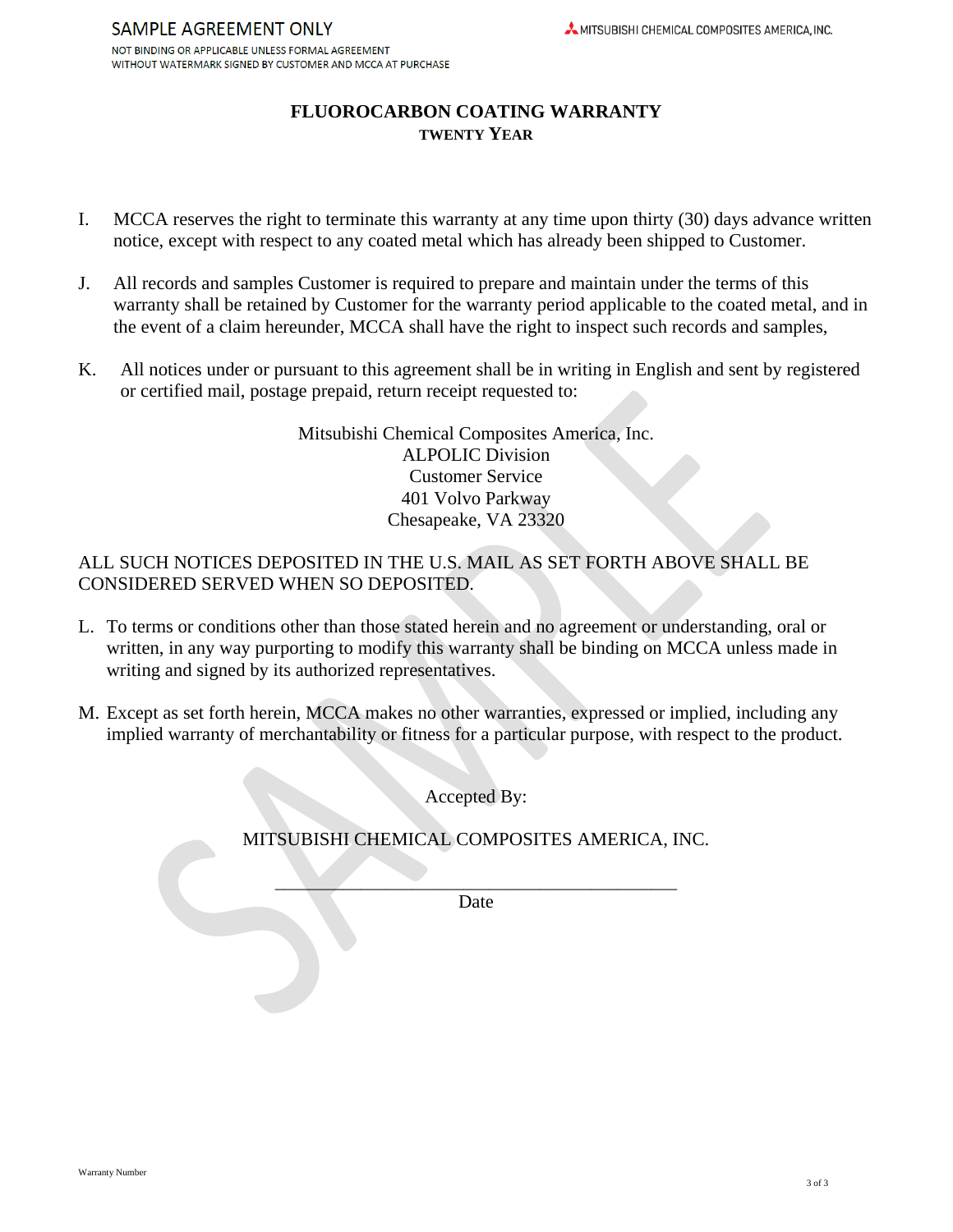SAMPLE AGREEMENT ONLY

NOT BINDING OR APPLICABLE UNLESS FORMAL AGREEMENT WITHOUT WATERMARK SIGNED BY CUSTOMER AND MCCA AT PURCHASE

MITSUBISHI CHEMICAL COMPOSITES AMERICA, INC.

# FLUOROCARBON COATING WARRANTY

## TWENTY YEAR

I. MCCA reserves the right to terminate this warranty at any time upon thirty (30) days advance written notice, except with respect to any coated metal which has already been shipped to Customer.

J. All records and samples Customer is required to prepare and maintain under the terms of this warranty shall be retained by Customer for the warranty period applicable to the coated metal, and in the event of a claim hereunder, MCCA shall have the right to inspect such records and samples,

K. All notices under or pursuant to this agreement shall be in writing in English and sent by registered or certified mail, postage prepaid, return receipt requested to:

Mitsubishi Chemical Composites America, Inc.
ALPOLIC Division
Customer Service
401 Volvo Parkway
Chesapeake, VA 23320

ALL SUCH NOTICES DEPOSITED IN THE U.S. MAIL AS SET FORTH ABOVE SHALL BE CONSIDERED SERVED WHEN SO DEPOSITED.

L. To terms or conditions other than those stated herein and no agreement or understanding, oral or written, in any way purporting to modify this warranty shall be binding on MCCA unless made in writing and signed by its authorized representatives.

M. Except as set forth herein, MCCA makes no other warranties, expressed or implied, including any implied warranty of merchantability or fitness for a particular purpose, with respect to the product.

Accepted By:

MITSUBISHI CHEMICAL COMPOSITES AMERICA, INC.

\_\_\_\_\_\_\_\_\_\_\_\_\_\_\_\_\_\_\_\_\_\_\_\_\_\_\_\_\_\_\_\_\_\_\_\_\_\_\_\_\_\_\_\_

Date

Warranty Number